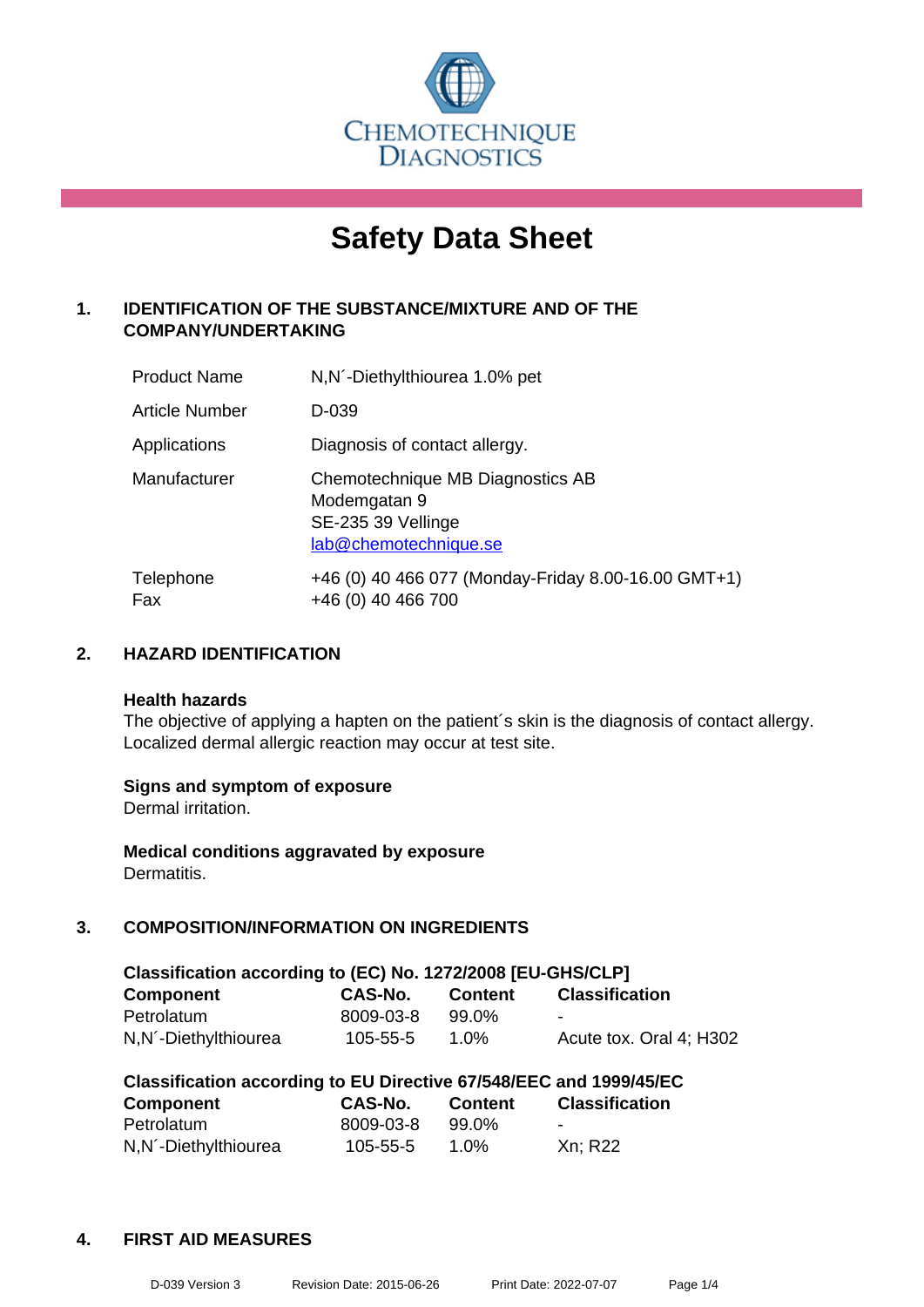CHEMOTECHNIQUE DIAGNOSTICS

# Safety Data Sheet

## 1. IDENTIFICATION OF THE SUBSTANCE/MIXTURE AND OF THE COMPANY/UNDERTAKING

| | |
|---|---|
| Product Name | N,N´-Diethylthiourea 1.0% pet |
| Article Number | D-039 |
| Applications | Diagnosis of contact allergy. |
| Manufacturer | Chemotechnique MB Diagnostics AB<br>Modemgatan 9<br>SE-235 39 Vellinge<br>lab@chemotechnique.se |
| Telephone<br>Fax | +46 (0) 40 466 077 (Monday-Friday 8.00-16.00 GMT+1)<br>+46 (0) 40 466 700 |

## 2. HAZARD IDENTIFICATION

**Health hazards**

The objective of applying a hapten on the patient´s skin is the diagnosis of contact allergy. Localized dermal allergic reaction may occur at test site.

**Signs and symptom of exposure**

Dermal irritation.

**Medical conditions aggravated by exposure**

Dermatitis.

## 3. COMPOSITION/INFORMATION ON INGREDIENTS

**Classification according to (EC) No. 1272/2008 [EU-GHS/CLP]**

| Component | CAS-No. | Content | Classification |
|---|---|---|---|
| Petrolatum | 8009-03-8 | 99.0% | - |
| N,N´-Diethylthiourea | 105-55-5 | 1.0% | Acute tox. Oral 4; H302 |

**Classification according to EU Directive 67/548/EEC and 1999/45/EC**

| Component | CAS-No. | Content | Classification |
|---|---|---|---|
| Petrolatum | 8009-03-8 | 99.0% | - |
| N,N´-Diethylthiourea | 105-55-5 | 1.0% | Xn; R22 |

## 4. FIRST AID MEASURES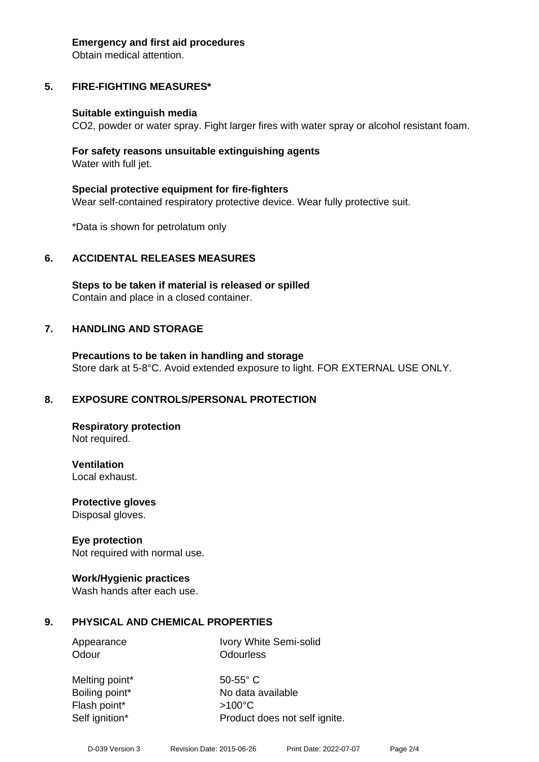**Emergency and first aid procedures**
Obtain medical attention.

## 5. FIRE-FIGHTING MEASURES*

**Suitable extinguish media**
$CO_2$, powder or water spray. Fight larger fires with water spray or alcohol resistant foam.

**For safety reasons unsuitable extinguishing agents**
Water with full jet.

**Special protective equipment for fire-fighters**
Wear self-contained respiratory protective device. Wear fully protective suit.

*Data is shown for petrolatum only

## 6. ACCIDENTAL RELEASES MEASURES

**Steps to be taken if material is released or spilled**
Contain and place in a closed container.

## 7. HANDLING AND STORAGE

**Precautions to be taken in handling and storage**
Store dark at 5-8°C. Avoid extended exposure to light. FOR EXTERNAL USE ONLY.

## 8. EXPOSURE CONTROLS/PERSONAL PROTECTION

**Respiratory protection**
Not required.

**Ventilation**
Local exhaust.

**Protective gloves**
Disposal gloves.

**Eye protection**
Not required with normal use.

**Work/Hygienic practices**
Wash hands after each use.

## 9. PHYSICAL AND CHEMICAL PROPERTIES

| | |
|---|---|
| Appearance | Ivory White Semi-solid |
| Odour | Odourless |
| Melting point* | 50-55° C |
| Boiling point* | No data available |
| Flash point* | >100°C |
| Self ignition* | Product does not self ignite. |

D-039 Version 3 Revision Date: 2015-06-26 Print Date: 2022-07-07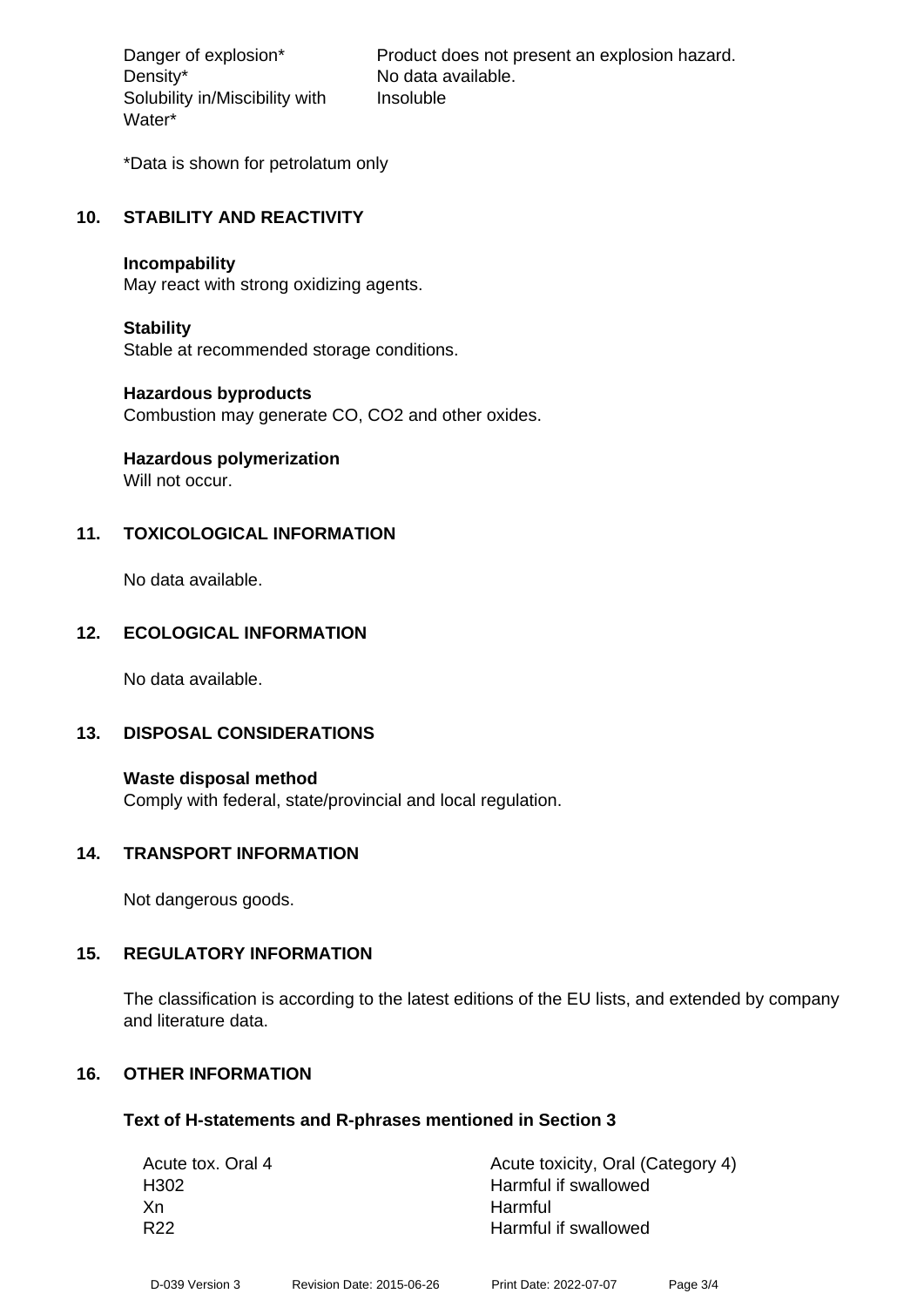| | |
|---|---|
| Danger of explosion* | Product does not present an explosion hazard. |
| Density* | No data available. |
| Solubility in/Miscibility with Water* | Insoluble |

*Data is shown for petrolatum only

## 10. STABILITY AND REACTIVITY

**Incompability**
May react with strong oxidizing agents.

**Stability**
Stable at recommended storage conditions.

**Hazardous byproducts**
Combustion may generate CO, $CO_2$ and other oxides.

**Hazardous polymerization**
Will not occur.

## 11. TOXICOLOGICAL INFORMATION

No data available.

## 12. ECOLOGICAL INFORMATION

No data available.

## 13. DISPOSAL CONSIDERATIONS

**Waste disposal method**
Comply with federal, state/provincial and local regulation.

## 14. TRANSPORT INFORMATION

Not dangerous goods.

## 15. REGULATORY INFORMATION

The classification is according to the latest editions of the EU lists, and extended by company and literature data.

## 16. OTHER INFORMATION

**Text of H-statements and R-phrases mentioned in Section 3**

| | |
|---|---|
| Acute tox. Oral 4 | Acute toxicity, Oral (Category 4) |
| H302 | Harmful if swallowed |
| Xn | Harmful |
| R22 | Harmful if swallowed |

D-039 Version 3 Revision Date: 2015-06-26 Print Date: 2022-07-07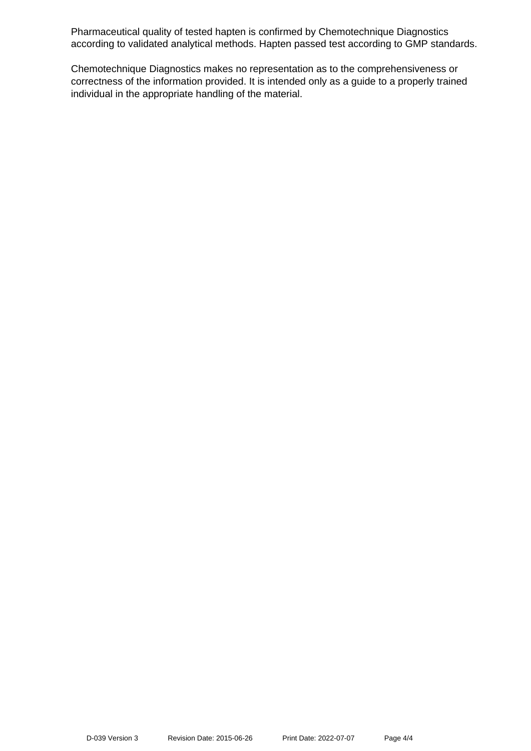Pharmaceutical quality of tested hapten is confirmed by Chemotechnique Diagnostics according to validated analytical methods. Hapten passed test according to GMP standards.

Chemotechnique Diagnostics makes no representation as to the comprehensiveness or correctness of the information provided. It is intended only as a guide to a properly trained individual in the appropriate handling of the material.